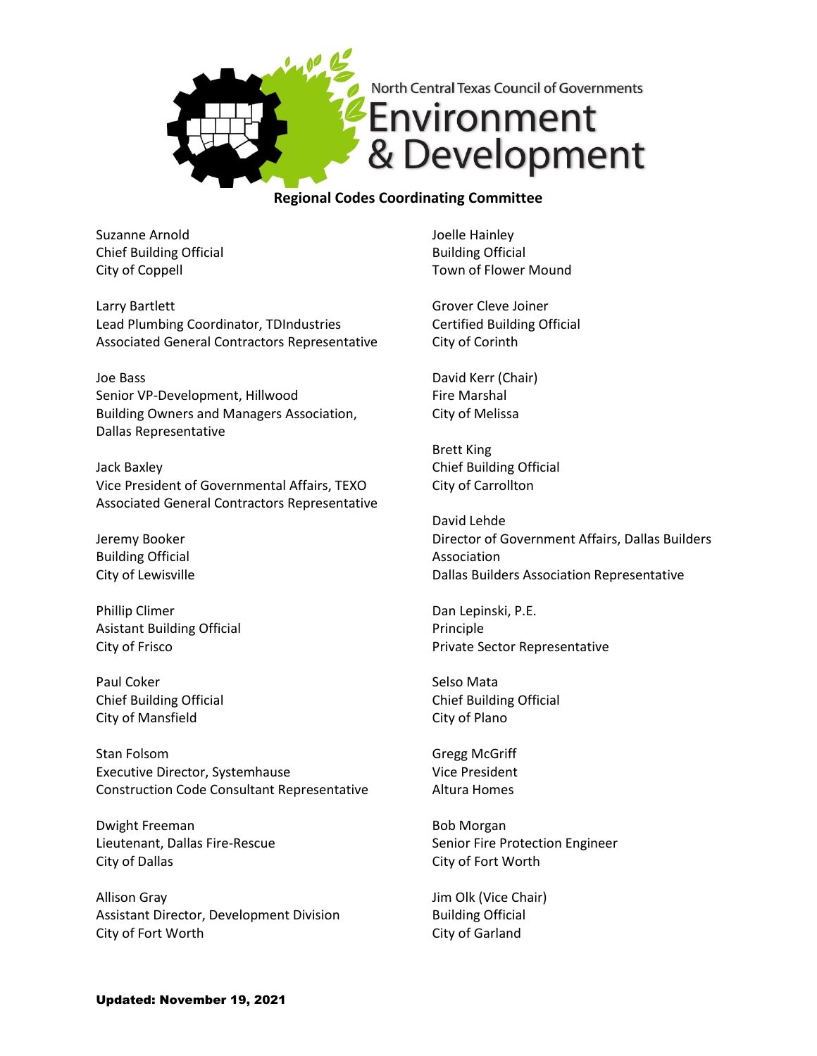North Central Texas Council of Governments

# Environment & Development

## Regional Codes Coordinating Committee

Suzanne Arnold
Chief Building Official
City of Coppell

Larry Bartlett
Lead Plumbing Coordinator, TDIndustries
Associated General Contractors Representative

Joe Bass
Senior VP-Development, Hillwood
Building Owners and Managers Association, Dallas Representative

Jack Baxley
Vice President of Governmental Affairs, TEXO
Associated General Contractors Representative

Jeremy Booker
Building Official
City of Lewisville

Phillip Climer
Asistant Building Official
City of Frisco

Paul Coker
Chief Building Official
City of Mansfield

Stan Folsom
Executive Director, Systemhause
Construction Code Consultant Representative

Dwight Freeman
Lieutenant, Dallas Fire-Rescue
City of Dallas

Allison Gray
Assistant Director, Development Division
City of Fort Worth

Joelle Hainley
Building Official
Town of Flower Mound

Grover Cleve Joiner
Certified Building Official
City of Corinth

David Kerr (Chair)
Fire Marshal
City of Melissa

Brett King
Chief Building Official
City of Carrollton

David Lehde
Director of Government Affairs, Dallas Builders Association
Dallas Builders Association Representative

Dan Lepinski, P.E.
Principle
Private Sector Representative

Selso Mata
Chief Building Official
City of Plano

Gregg McGriff
Vice President
Altura Homes

Bob Morgan
Senior Fire Protection Engineer
City of Fort Worth

Jim Olk (Vice Chair)
Building Official
City of Garland

**Updated: November 19, 2021**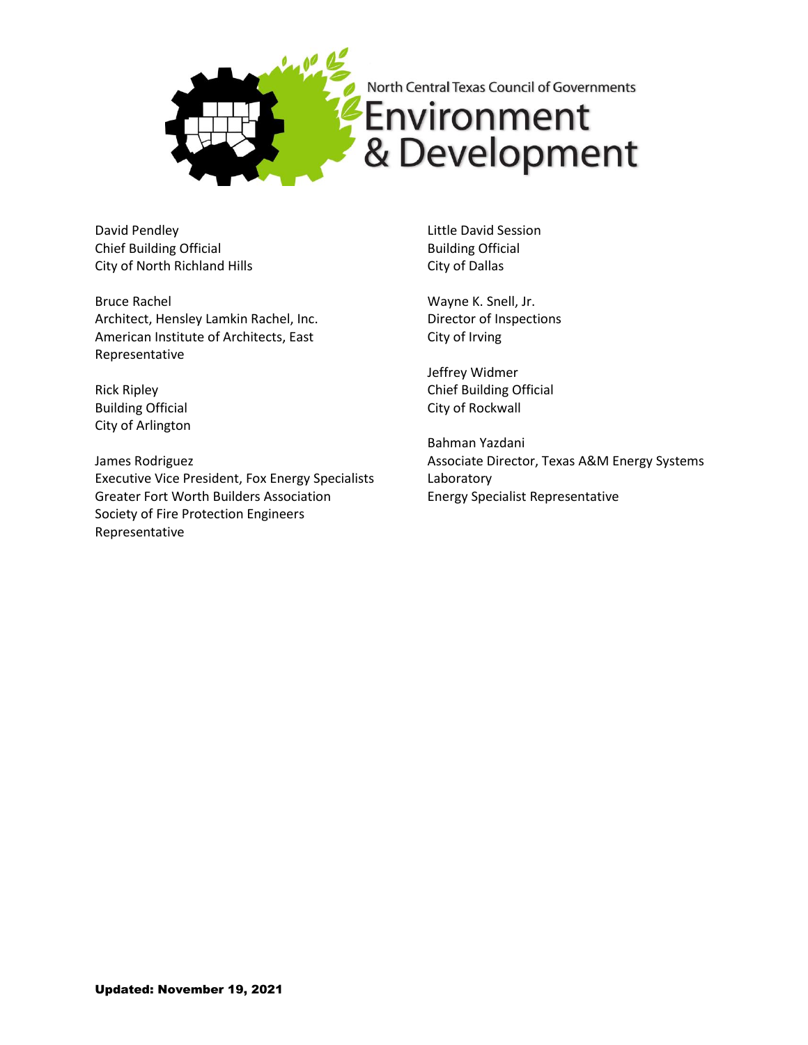North Central Texas Council of Governments

Environment & Development

David Pendley
Chief Building Official
City of North Richland Hills

Bruce Rachel
Architect, Hensley Lamkin Rachel, Inc.
American Institute of Architects, East Representative

Rick Ripley
Building Official
City of Arlington

James Rodriguez
Executive Vice President, Fox Energy Specialists
Greater Fort Worth Builders Association
Society of Fire Protection Engineers Representative

Little David Session
Building Official
City of Dallas

Wayne K. Snell, Jr.
Director of Inspections
City of Irving

Jeffrey Widmer
Chief Building Official
City of Rockwall

Bahman Yazdani
Associate Director, Texas A&M Energy Systems Laboratory
Energy Specialist Representative

**Updated: November 19, 2021**